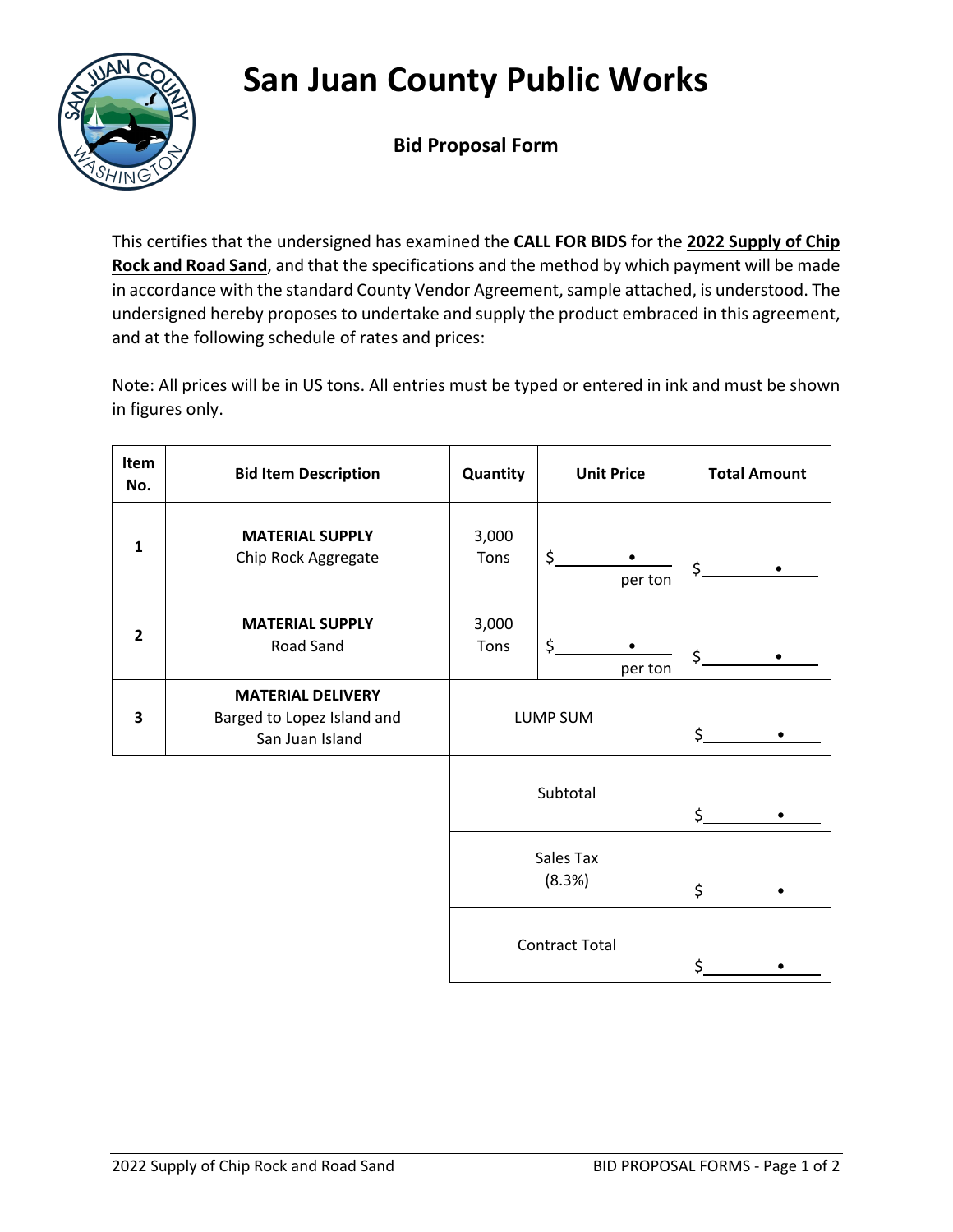# San Juan County Public Works

## Bid Proposal Form

This certifies that the undersigned has examined the **CALL FOR BIDS** for the **2022 Supply of Chip Rock and Road Sand**, and that the specifications and the method by which payment will be made in accordance with the standard County Vendor Agreement, sample attached, is understood. The undersigned hereby proposes to undertake and supply the product embraced in this agreement, and at the following schedule of rates and prices:

Note: All prices will be in US tons. All entries must be typed or entered in ink and must be shown in figures only.

| Item No. | Bid Item Description | Quantity | Unit Price | Total Amount |
|---|---|---|---|---|
| 1 | **MATERIAL SUPPLY** Chip Rock Aggregate | 3,000 Tons | $______.____ per ton | $______.____ |
| 2 | **MATERIAL SUPPLY** Road Sand | 3,000 Tons | $______.____ per ton | $______.____ |
| 3 | **MATERIAL DELIVERY** Barged to Lopez Island and San Juan Island | LUMP SUM | | $______.____ |
| | | Subtotal | | $______.____ |
| | | Sales Tax (8.3%) | | $______.____ |
| | | Contract Total | | $______.____ |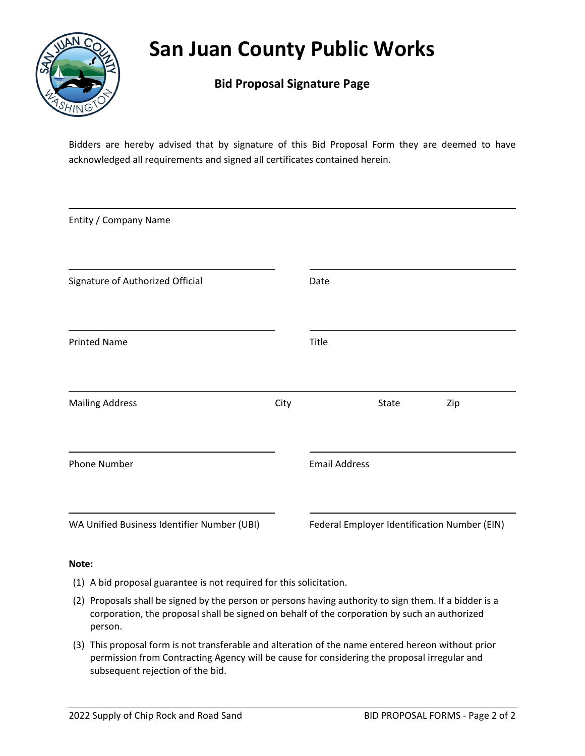# San Juan County Public Works

## Bid Proposal Signature Page

Bidders are hereby advised that by signature of this Bid Proposal Form they are deemed to have acknowledged all requirements and signed all certificates contained herein.

Entity / Company Name

Signature of Authorized Official

Date

Printed Name

Title

Mailing Address

City

State

Zip

Phone Number

Email Address

WA Unified Business Identifier Number (UBI)

Federal Employer Identification Number (EIN)

**Note:**

(1) A bid proposal guarantee is not required for this solicitation.

(2) Proposals shall be signed by the person or persons having authority to sign them. If a bidder is a corporation, the proposal shall be signed on behalf of the corporation by such an authorized person.

(3) This proposal form is not transferable and alteration of the name entered hereon without prior permission from Contracting Agency will be cause for considering the proposal irregular and subsequent rejection of the bid.